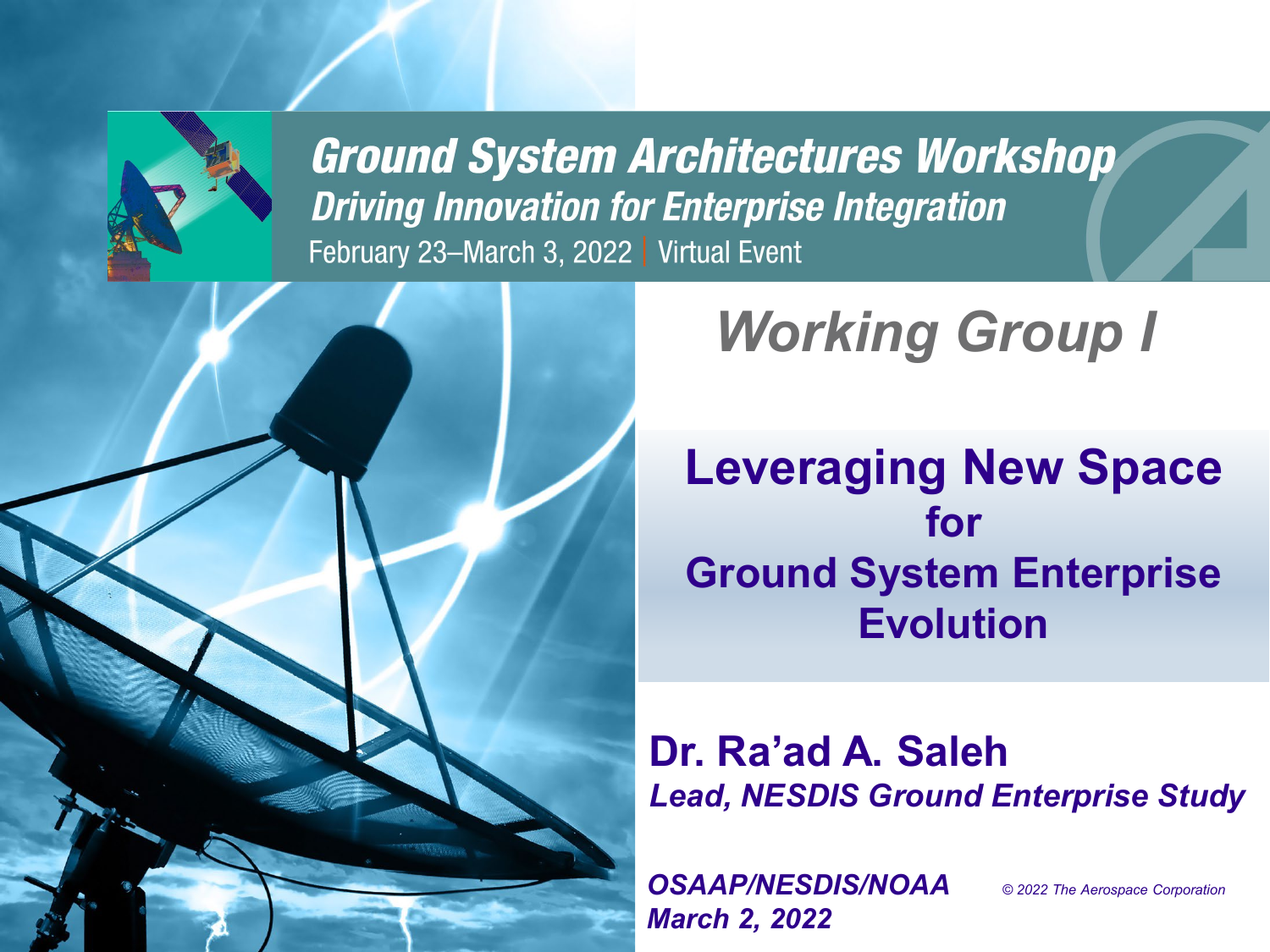**Ground System Architectures Workshop**

***Driving Innovation for Enterprise Integration***

February 23–March 3, 2022 | Virtual Event

## *Working Group I*

# Leveraging New Space for Ground System Enterprise Evolution

**Dr. Ra'ad A. Saleh**

***Lead, NESDIS Ground Enterprise Study***

***OSAAP/NESDIS/NOAA***

***March 2, 2022***

*© 2022 The Aerospace Corporation*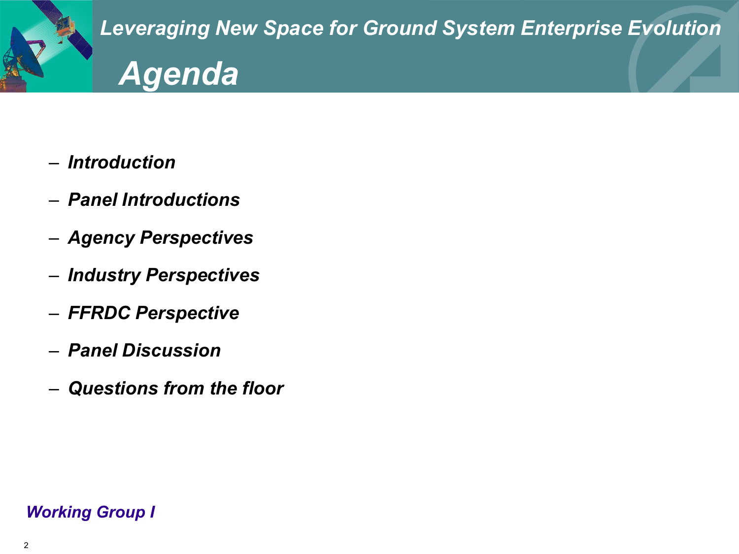# Agenda

- *Introduction*
- *Panel Introductions*
- *Agency Perspectives*
- *Industry Perspectives*
- *FFRDC Perspective*
- *Panel Discussion*
- *Questions from the floor*

*Working Group I*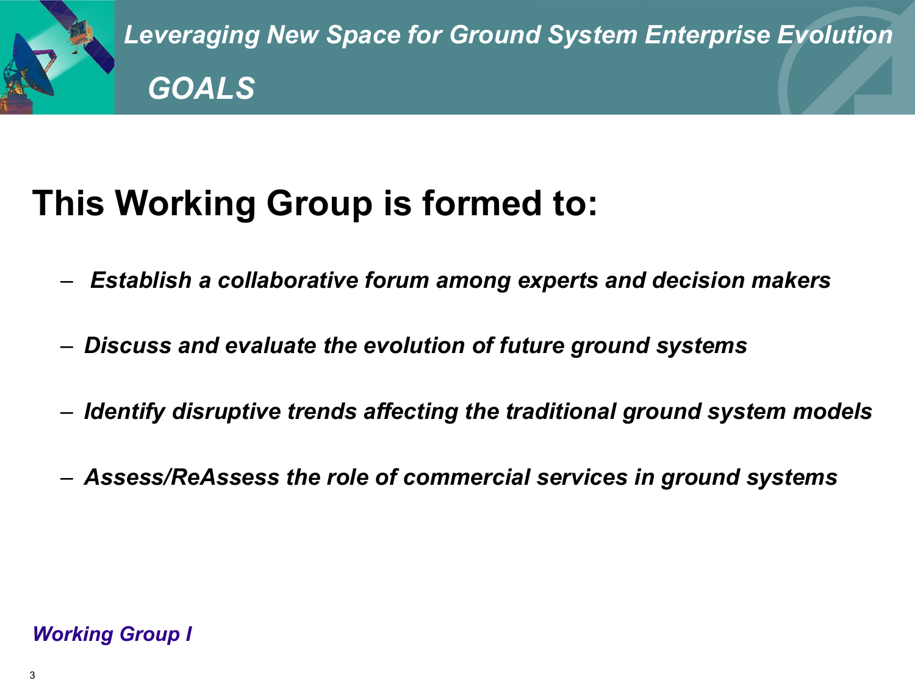*Leveraging New Space for Ground System Enterprise Evolution*

## *GOALS*

# This Working Group is formed to:

- ***Establish a collaborative forum among experts and decision makers***
- ***Discuss and evaluate the evolution of future ground systems***
- ***Identify disruptive trends affecting the traditional ground system models***
- ***Assess/ReAssess the role of commercial services in ground systems***

***Working Group I***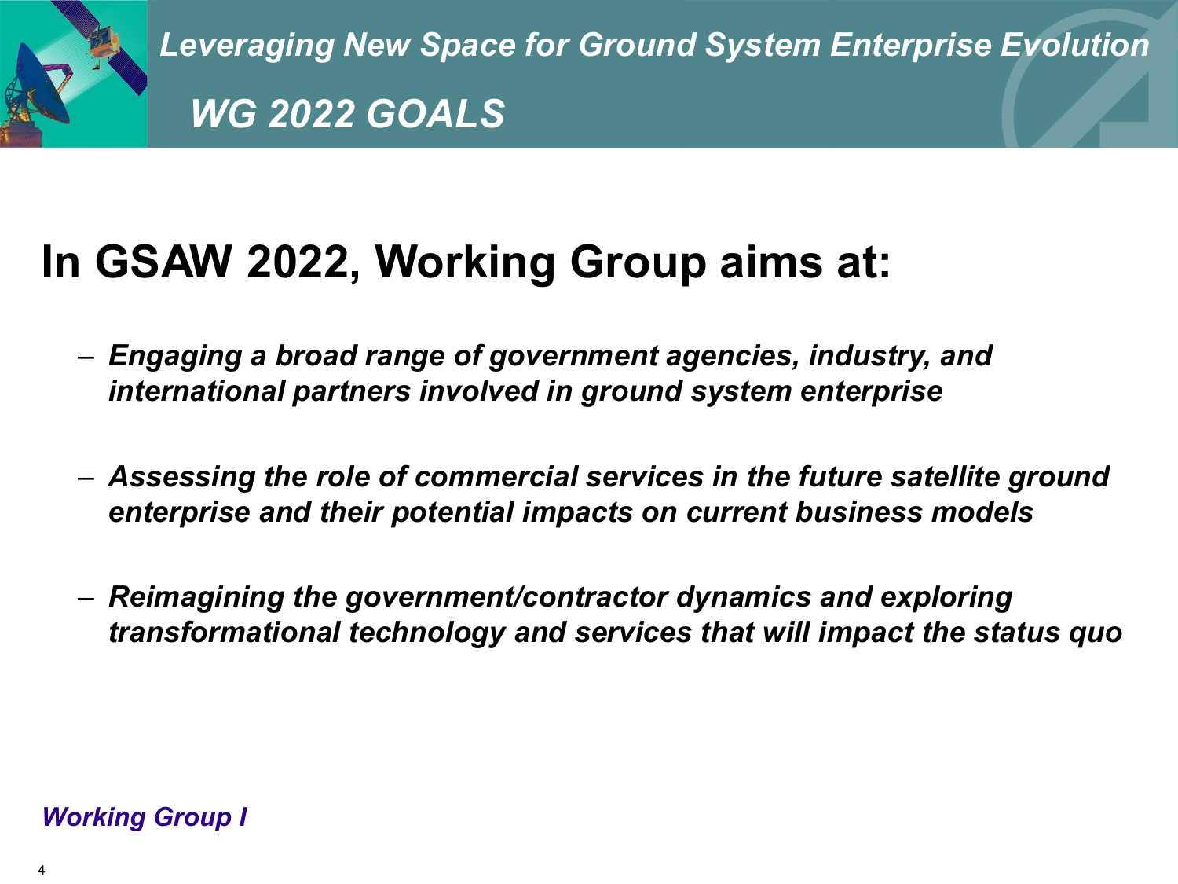*Leveraging New Space for Ground System Enterprise Evolution*

## *WG 2022 GOALS*

# In GSAW 2022, Working Group aims at:

- ***Engaging a broad range of government agencies, industry, and international partners involved in ground system enterprise***
- ***Assessing the role of commercial services in the future satellite ground enterprise and their potential impacts on current business models***
- ***Reimagining the government/contractor dynamics and exploring transformational technology and services that will impact the status quo***

***Working Group I***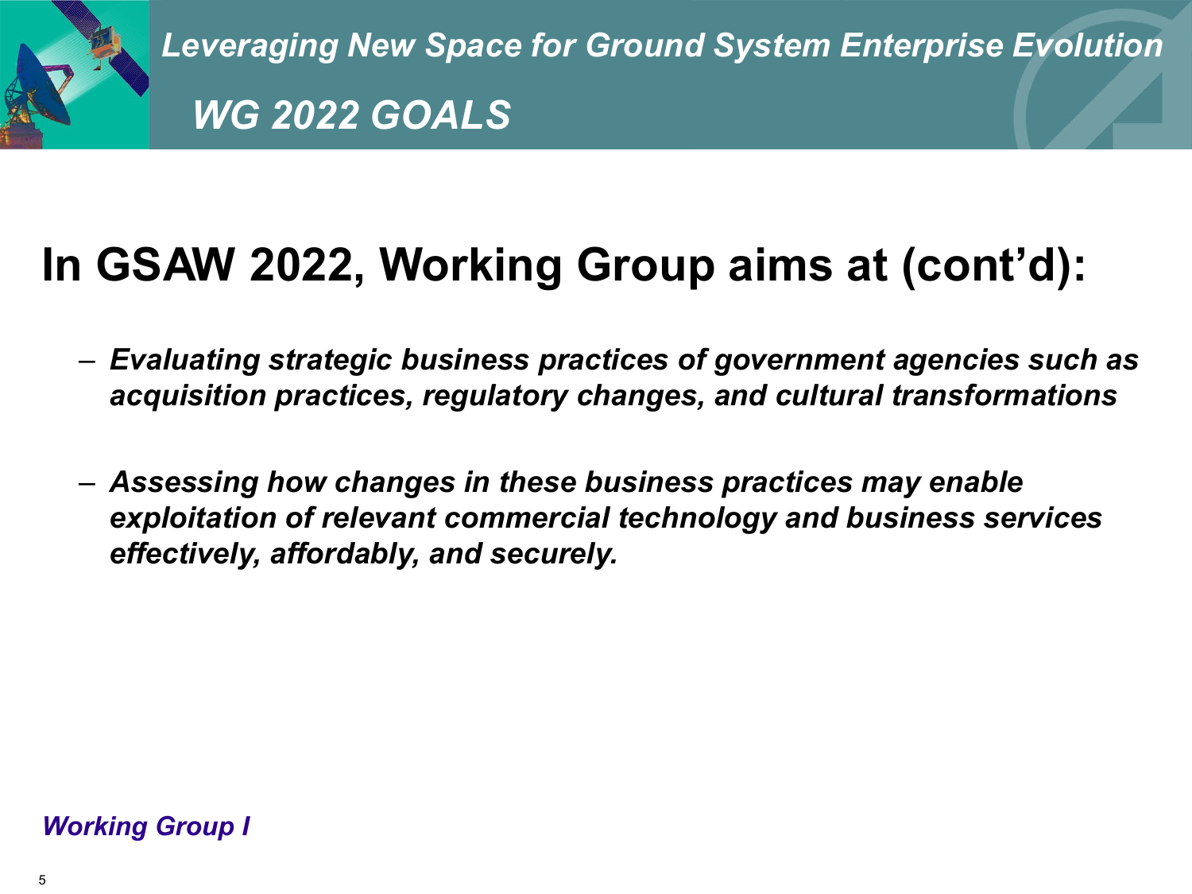*Leveraging New Space for Ground System Enterprise Evolution*

## *WG 2022 GOALS*

# In GSAW 2022, Working Group aims at (cont'd):

- ***Evaluating strategic business practices of government agencies such as acquisition practices, regulatory changes, and cultural transformations***
- ***Assessing how changes in these business practices may enable exploitation of relevant commercial technology and business services effectively, affordably, and securely.***

*Working Group I*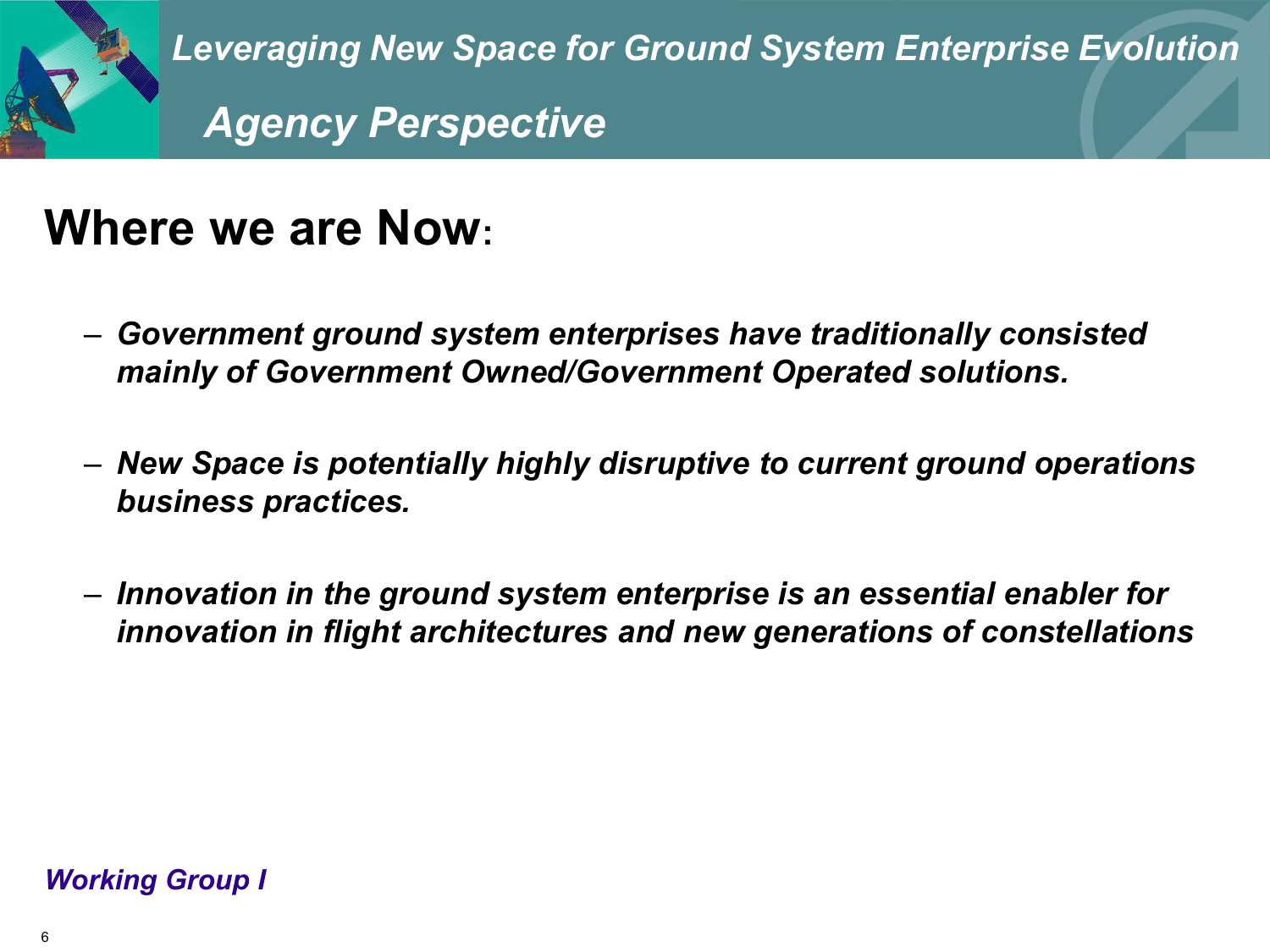# *Leveraging New Space for Ground System Enterprise Evolution*

## *Agency Perspective*

## Where we are Now:

- ***Government ground system enterprises have traditionally consisted mainly of Government Owned/Government Operated solutions.***
- ***New Space is potentially highly disruptive to current ground operations business practices.***
- ***Innovation in the ground system enterprise is an essential enabler for innovation in flight architectures and new generations of constellations***

***Working Group I***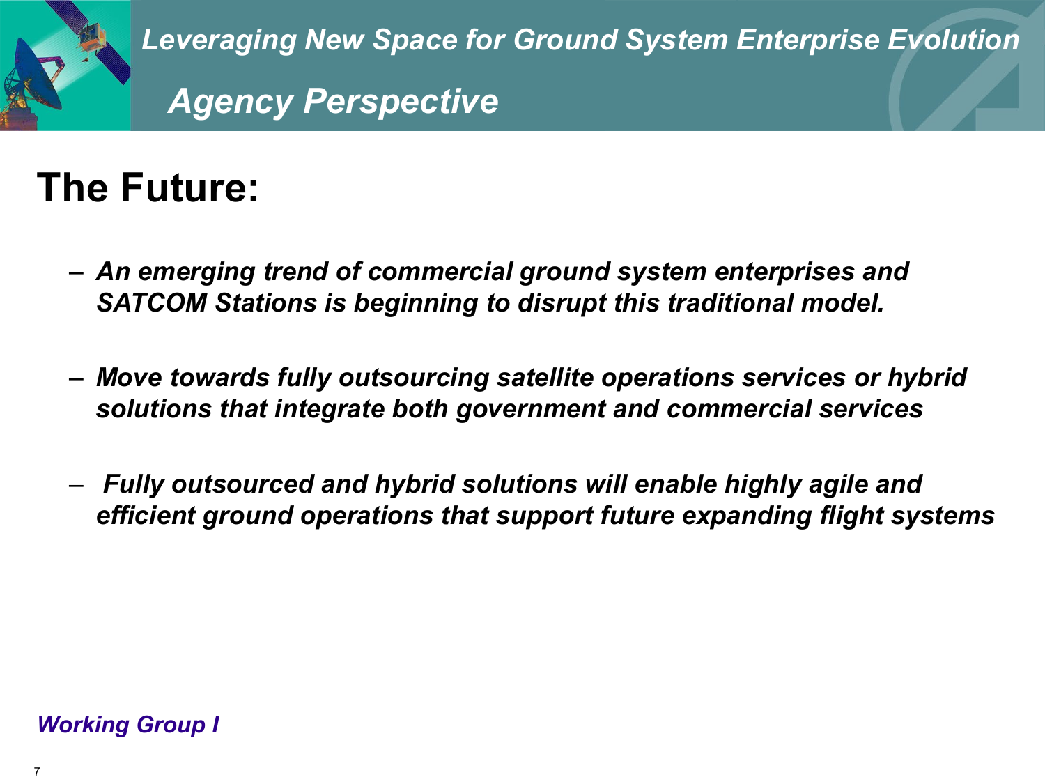*Leveraging New Space for Ground System Enterprise Evolution*

## *Agency Perspective*

# The Future:

- ***An emerging trend of commercial ground system enterprises and SATCOM Stations is beginning to disrupt this traditional model.***

- ***Move towards fully outsourcing satellite operations services or hybrid solutions that integrate both government and commercial services***

- ***Fully outsourced and hybrid solutions will enable highly agile and efficient ground operations that support future expanding flight systems***

***Working Group I***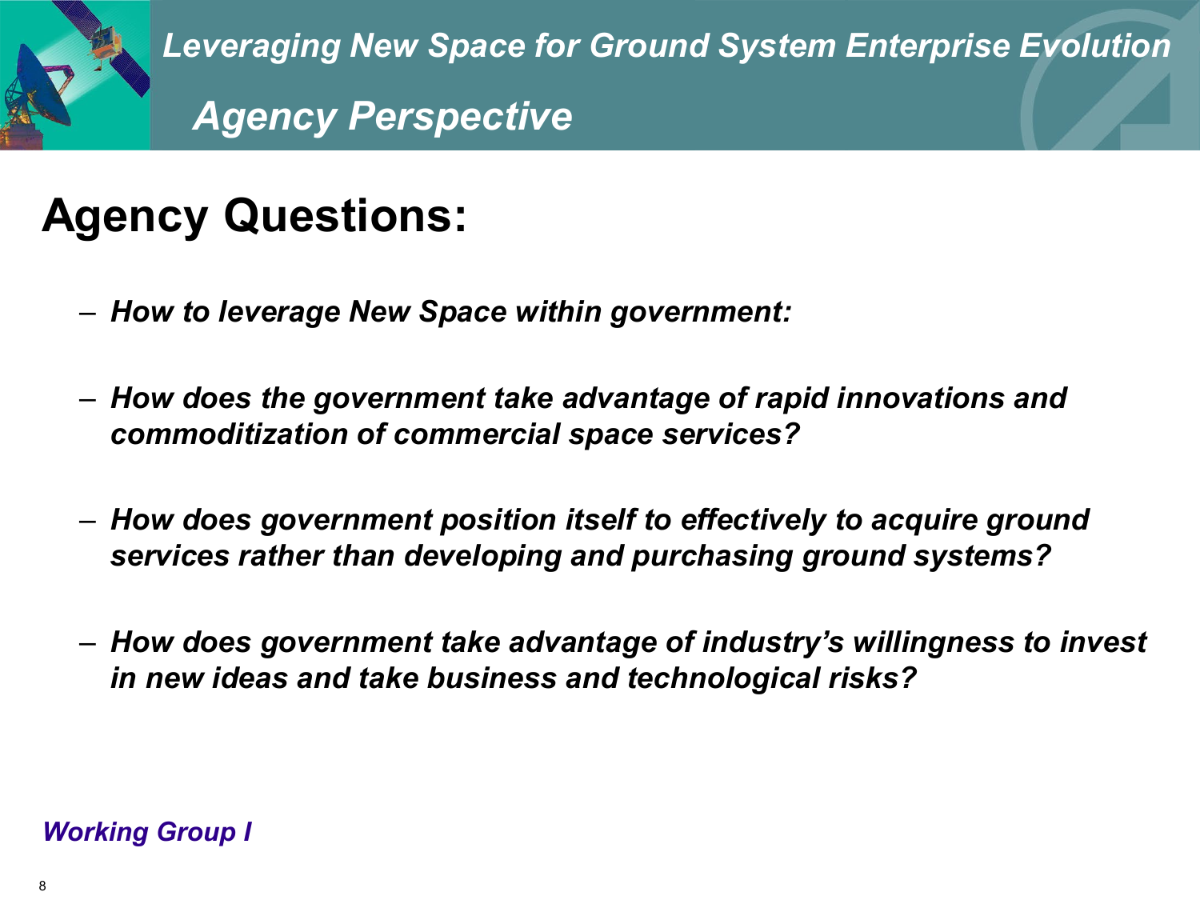# Leveraging New Space for Ground System Enterprise Evolution

## Agency Perspective

## Agency Questions:

- *How to leverage New Space within government:*
- *How does the government take advantage of rapid innovations and commoditization of commercial space services?*
- *How does government position itself to effectively to acquire ground services rather than developing and purchasing ground systems?*
- *How does government take advantage of industry's willingness to invest in new ideas and take business and technological risks?*

*Working Group I*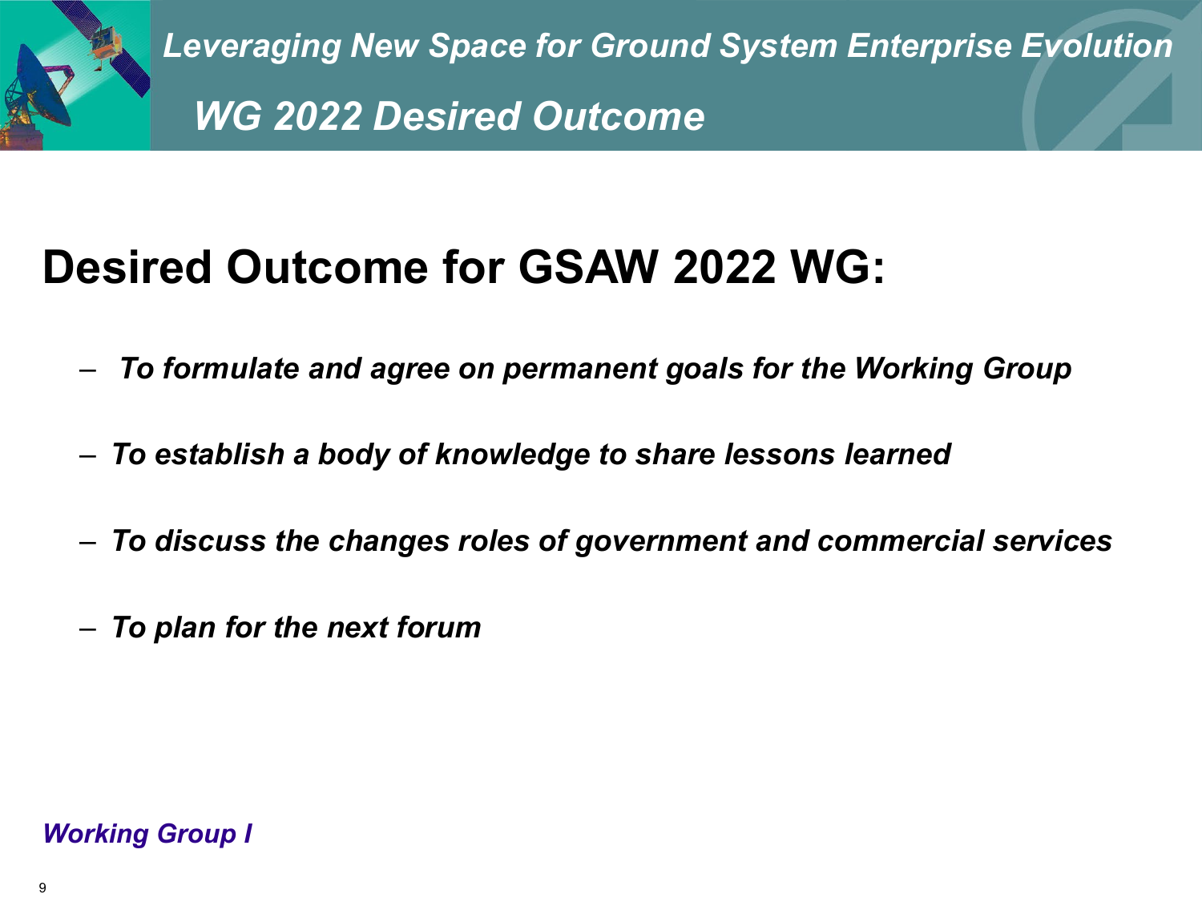*Leveraging New Space for Ground System Enterprise Evolution*

## *WG 2022 Desired Outcome*

# Desired Outcome for GSAW 2022 WG:

- ***To formulate and agree on permanent goals for the Working Group***
- ***To establish a body of knowledge to share lessons learned***
- ***To discuss the changes roles of government and commercial services***
- ***To plan for the next forum***

***Working Group I***